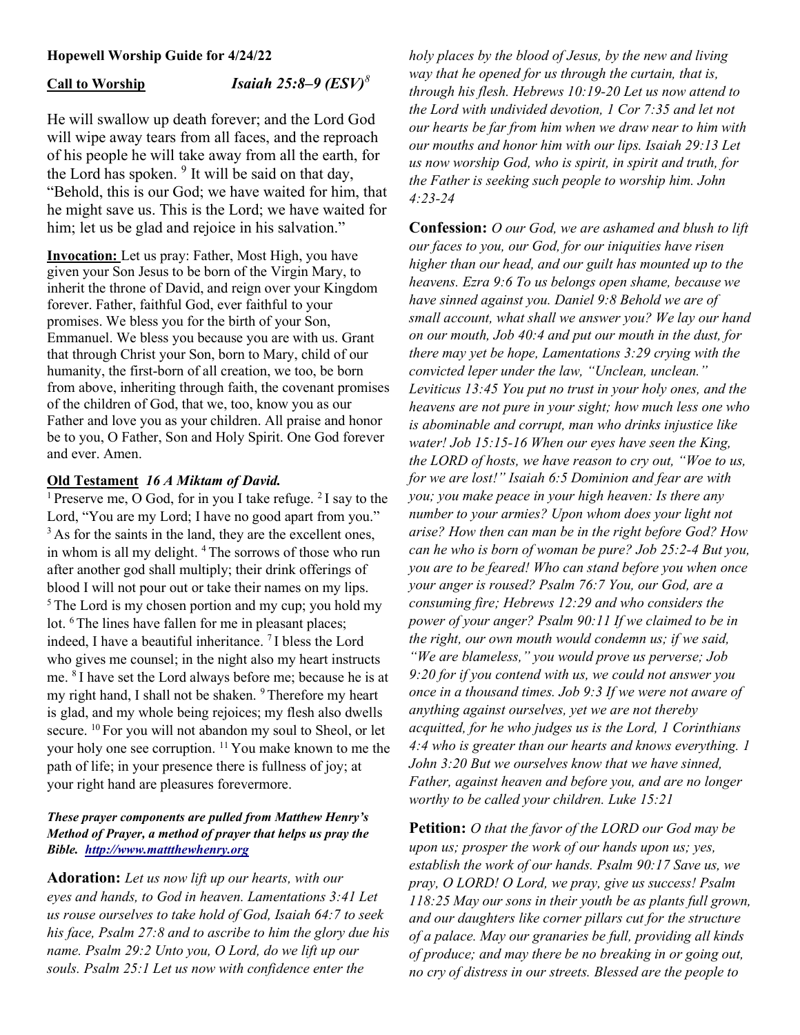**Hopewell Worship Guide for 4/24/22**

**Call to Worship** *Isaiah 25:8–9 (ESV)[8]*

He will swallow up death forever; and the Lord God will wipe away tears from all faces, and the reproach of his people he will take away from all the earth, for the Lord has spoken. [9] It will be said on that day, "Behold, this is our God; we have waited for him, that he might save us. This is the Lord; we have waited for him; let us be glad and rejoice in his salvation."

**Invocation:** Let us pray: Father, Most High, you have given your Son Jesus to be born of the Virgin Mary, to inherit the throne of David, and reign over your Kingdom forever. Father, faithful God, ever faithful to your promises. We bless you for the birth of your Son, Emmanuel. We bless you because you are with us. Grant that through Christ your Son, born to Mary, child of our humanity, the first-born of all creation, we too, be born from above, inheriting through faith, the covenant promises of the children of God, that we, too, know you as our Father and love you as your children. All praise and honor be to you, O Father, Son and Holy Spirit. One God forever and ever. Amen.

**Old Testament** *16 A Miktam of David.*

[1] Preserve me, O God, for in you I take refuge. [2] I say to the Lord, "You are my Lord; I have no good apart from you." [3] As for the saints in the land, they are the excellent ones, in whom is all my delight. [4] The sorrows of those who run after another god shall multiply; their drink offerings of blood I will not pour out or take their names on my lips. [5] The Lord is my chosen portion and my cup; you hold my lot. [6] The lines have fallen for me in pleasant places; indeed, I have a beautiful inheritance. [7] I bless the Lord who gives me counsel; in the night also my heart instructs me. [8] I have set the Lord always before me; because he is at my right hand, I shall not be shaken. [9] Therefore my heart is glad, and my whole being rejoices; my flesh also dwells secure. [10] For you will not abandon my soul to Sheol, or let your holy one see corruption. [11] You make known to me the path of life; in your presence there is fullness of joy; at your right hand are pleasures forevermore.

***These prayer components are pulled from Matthew Henry's Method of Prayer, a method of prayer that helps us pray the Bible. [http://www.mattthewhenry.org](http://www.mattthewhenry.org)***

**Adoration:** *Let us now lift up our hearts, with our eyes and hands, to God in heaven. Lamentations 3:41 Let us rouse ourselves to take hold of God, Isaiah 64:7 to seek his face, Psalm 27:8 and to ascribe to him the glory due his name. Psalm 29:2 Unto you, O Lord, do we lift up our souls. Psalm 25:1 Let us now with confidence enter the holy places by the blood of Jesus, by the new and living way that he opened for us through the curtain, that is, through his flesh. Hebrews 10:19-20 Let us now attend to the Lord with undivided devotion, 1 Cor 7:35 and let not our hearts be far from him when we draw near to him with our mouths and honor him with our lips. Isaiah 29:13 Let us now worship God, who is spirit, in spirit and truth, for the Father is seeking such people to worship him. John 4:23-24*

**Confession:** *O our God, we are ashamed and blush to lift our faces to you, our God, for our iniquities have risen higher than our head, and our guilt has mounted up to the heavens. Ezra 9:6 To us belongs open shame, because we have sinned against you. Daniel 9:8 Behold we are of small account, what shall we answer you? We lay our hand on our mouth, Job 40:4 and put our mouth in the dust, for there may yet be hope, Lamentations 3:29 crying with the convicted leper under the law, "Unclean, unclean." Leviticus 13:45 You put no trust in your holy ones, and the heavens are not pure in your sight; how much less one who is abominable and corrupt, man who drinks injustice like water! Job 15:15-16 When our eyes have seen the King, the LORD of hosts, we have reason to cry out, "Woe to us, for we are lost!" Isaiah 6:5 Dominion and fear are with you; you make peace in your high heaven: Is there any number to your armies? Upon whom does your light not arise? How then can man be in the right before God? How can he who is born of woman be pure? Job 25:2-4 But you, you are to be feared! Who can stand before you when once your anger is roused? Psalm 76:7 You, our God, are a consuming fire; Hebrews 12:29 and who considers the power of your anger? Psalm 90:11 If we claimed to be in the right, our own mouth would condemn us; if we said, "We are blameless," you would prove us perverse; Job 9:20 for if you contend with us, we could not answer you once in a thousand times. Job 9:3 If we were not aware of anything against ourselves, yet we are not thereby acquitted, for he who judges us is the Lord, 1 Corinthians 4:4 who is greater than our hearts and knows everything. 1 John 3:20 But we ourselves know that we have sinned, Father, against heaven and before you, and are no longer worthy to be called your children. Luke 15:21*

**Petition:** *O that the favor of the LORD our God may be upon us; prosper the work of our hands upon us; yes, establish the work of our hands. Psalm 90:17 Save us, we pray, O LORD! O Lord, we pray, give us success! Psalm 118:25 May our sons in their youth be as plants full grown, and our daughters like corner pillars cut for the structure of a palace. May our granaries be full, providing all kinds of produce; and may there be no breaking in or going out, no cry of distress in our streets. Blessed are the people to*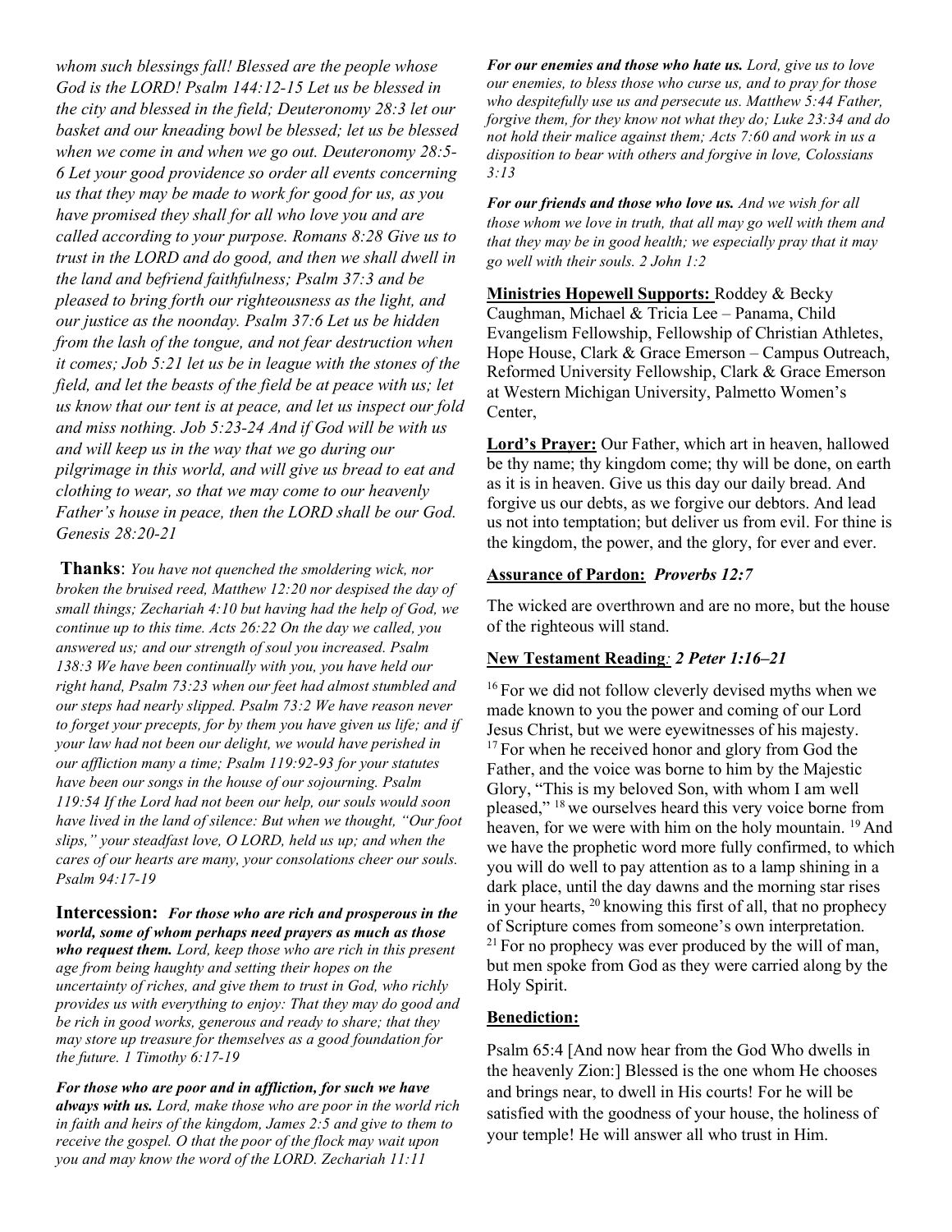*whom such blessings fall! Blessed are the people whose God is the LORD! Psalm 144:12-15 Let us be blessed in the city and blessed in the field; Deuteronomy 28:3 let our basket and our kneading bowl be blessed; let us be blessed when we come in and when we go out. Deuteronomy 28:5-6 Let your good providence so order all events concerning us that they may be made to work for good for us, as you have promised they shall for all who love you and are called according to your purpose. Romans 8:28 Give us to trust in the LORD and do good, and then we shall dwell in the land and befriend faithfulness; Psalm 37:3 and be pleased to bring forth our righteousness as the light, and our justice as the noonday. Psalm 37:6 Let us be hidden from the lash of the tongue, and not fear destruction when it comes; Job 5:21 let us be in league with the stones of the field, and let the beasts of the field be at peace with us; let us know that our tent is at peace, and let us inspect our fold and miss nothing. Job 5:23-24 And if God will be with us and will keep us in the way that we go during our pilgrimage in this world, and will give us bread to eat and clothing to wear, so that we may come to our heavenly Father's house in peace, then the LORD shall be our God. Genesis 28:20-21*

**Thanks**: *You have not quenched the smoldering wick, nor broken the bruised reed, Matthew 12:20 nor despised the day of small things; Zechariah 4:10 but having had the help of God, we continue up to this time. Acts 26:22 On the day we called, you answered us; and our strength of soul you increased. Psalm 138:3 We have been continually with you, you have held our right hand, Psalm 73:23 when our feet had almost stumbled and our steps had nearly slipped. Psalm 73:2 We have reason never to forget your precepts, for by them you have given us life; and if your law had not been our delight, we would have perished in our affliction many a time; Psalm 119:92-93 for your statutes have been our songs in the house of our sojourning. Psalm 119:54 If the Lord had not been our help, our souls would soon have lived in the land of silence: But when we thought, "Our foot slips," your steadfast love, O LORD, held us up; and when the cares of our hearts are many, your consolations cheer our souls. Psalm 94:17-19*

**Intercession:** ***For those who are rich and prosperous in the world, some of whom perhaps need prayers as much as those who request them.*** *Lord, keep those who are rich in this present age from being haughty and setting their hopes on the uncertainty of riches, and give them to trust in God, who richly provides us with everything to enjoy: That they may do good and be rich in good works, generous and ready to share; that they may store up treasure for themselves as a good foundation for the future. 1 Timothy 6:17-19*

***For those who are poor and in affliction, for such we have always with us.*** *Lord, make those who are poor in the world rich in faith and heirs of the kingdom, James 2:5 and give to them to receive the gospel. O that the poor of the flock may wait upon you and may know the word of the LORD. Zechariah 11:11*

***For our enemies and those who hate us.*** *Lord, give us to love our enemies, to bless those who curse us, and to pray for those who despitefully use us and persecute us. Matthew 5:44 Father, forgive them, for they know not what they do; Luke 23:34 and do not hold their malice against them; Acts 7:60 and work in us a disposition to bear with others and forgive in love, Colossians 3:13*

***For our friends and those who love us.*** *And we wish for all those whom we love in truth, that all may go well with them and that they may be in good health; we especially pray that it may go well with their souls. 2 John 1:2*

**Ministries Hopewell Supports:** Roddey & Becky Caughman, Michael & Tricia Lee – Panama, Child Evangelism Fellowship, Fellowship of Christian Athletes, Hope House, Clark & Grace Emerson – Campus Outreach, Reformed University Fellowship, Clark & Grace Emerson at Western Michigan University, Palmetto Women's Center,

**Lord's Prayer:** Our Father, which art in heaven, hallowed be thy name; thy kingdom come; thy will be done, on earth as it is in heaven. Give us this day our daily bread. And forgive us our debts, as we forgive our debtors. And lead us not into temptation; but deliver us from evil. For thine is the kingdom, the power, and the glory, for ever and ever.

**Assurance of Pardon:** ***Proverbs 12:7***

The wicked are overthrown and are no more, but the house of the righteous will stand.

**New Testament Reading*: 2 Peter 1:16–21***

[16] For we did not follow cleverly devised myths when we made known to you the power and coming of our Lord Jesus Christ, but we were eyewitnesses of his majesty. [17] For when he received honor and glory from God the Father, and the voice was borne to him by the Majestic Glory, "This is my beloved Son, with whom I am well pleased," [18] we ourselves heard this very voice borne from heaven, for we were with him on the holy mountain. [19] And we have the prophetic word more fully confirmed, to which you will do well to pay attention as to a lamp shining in a dark place, until the day dawns and the morning star rises in your hearts, [20] knowing this first of all, that no prophecy of Scripture comes from someone's own interpretation. [21] For no prophecy was ever produced by the will of man, but men spoke from God as they were carried along by the Holy Spirit.

**Benediction:**

Psalm 65:4 [And now hear from the God Who dwells in the heavenly Zion:] Blessed is the one whom He chooses and brings near, to dwell in His courts! For he will be satisfied with the goodness of your house, the holiness of your temple! He will answer all who trust in Him.